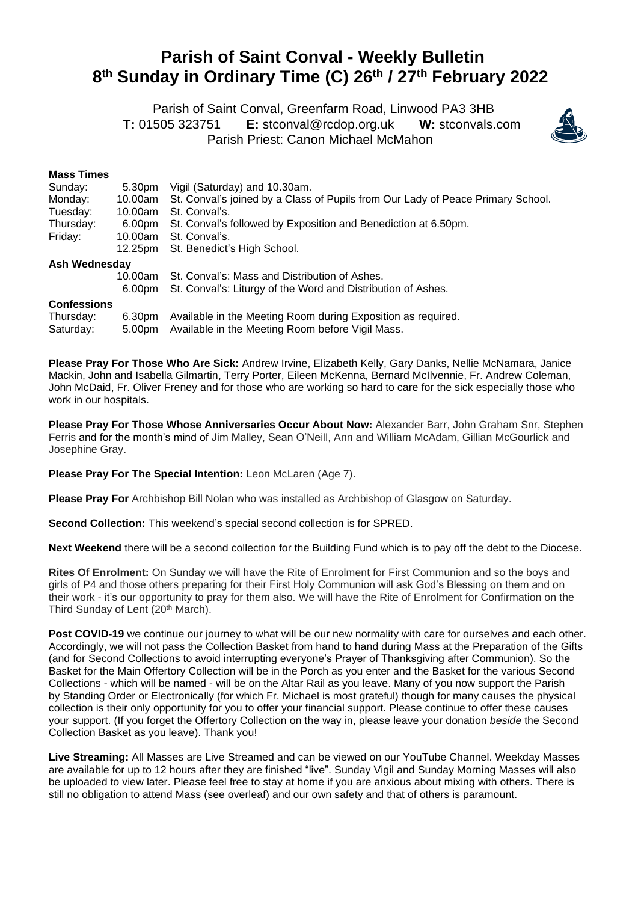# Parish of Saint Conval - Weekly Bulletin
# 8th Sunday in Ordinary Time (C) 26th / 27th February 2022

Parish of Saint Conval, Greenfarm Road, Linwood PA3 3HB
**T:** 01505 323751 **E:** stconval@rcdop.org.uk **W:** stconvals.com
Parish Priest: Canon Michael McMahon

**Mass Times**

| | | |
|---|---|---|
| Sunday: | 5.30pm | Vigil (Saturday) and 10.30am. |
| Monday: | 10.00am | St. Conval's joined by a Class of Pupils from Our Lady of Peace Primary School. |
| Tuesday: | 10.00am | St. Conval's. |
| Thursday: | 6.00pm | St. Conval's followed by Exposition and Benediction at 6.50pm. |
| Friday: | 10.00am | St. Conval's. |
| | 12.25pm | St. Benedict's High School. |
| **Ash Wednesday** | | |
| | 10.00am | St. Conval's: Mass and Distribution of Ashes. |
| | 6.00pm | St. Conval's: Liturgy of the Word and Distribution of Ashes. |
| **Confessions** | | |
| Thursday: | 6.30pm | Available in the Meeting Room during Exposition as required. |
| Saturday: | 5.00pm | Available in the Meeting Room before Vigil Mass. |

**Please Pray For Those Who Are Sick:** Andrew Irvine, Elizabeth Kelly, Gary Danks, Nellie McNamara, Janice Mackin, John and Isabella Gilmartin, Terry Porter, Eileen McKenna, Bernard McIlvennie, Fr. Andrew Coleman, John McDaid, Fr. Oliver Freney and for those who are working so hard to care for the sick especially those who work in our hospitals.

**Please Pray For Those Whose Anniversaries Occur About Now:** Alexander Barr, John Graham Snr, Stephen Ferris and for the month's mind of Jim Malley, Sean O'Neill, Ann and William McAdam, Gillian McGourlick and Josephine Gray.

**Please Pray For The Special Intention:** Leon McLaren (Age 7).

**Please Pray For** Archbishop Bill Nolan who was installed as Archbishop of Glasgow on Saturday.

**Second Collection:** This weekend's special second collection is for SPRED.

**Next Weekend** there will be a second collection for the Building Fund which is to pay off the debt to the Diocese.

**Rites Of Enrolment:** On Sunday we will have the Rite of Enrolment for First Communion and so the boys and girls of P4 and those others preparing for their First Holy Communion will ask God's Blessing on them and on their work - it's our opportunity to pray for them also. We will have the Rite of Enrolment for Confirmation on the Third Sunday of Lent (20th March).

**Post COVID-19** we continue our journey to what will be our new normality with care for ourselves and each other. Accordingly, we will not pass the Collection Basket from hand to hand during Mass at the Preparation of the Gifts (and for Second Collections to avoid interrupting everyone's Prayer of Thanksgiving after Communion). So the Basket for the Main Offertory Collection will be in the Porch as you enter and the Basket for the various Second Collections - which will be named - will be on the Altar Rail as you leave. Many of you now support the Parish by Standing Order or Electronically (for which Fr. Michael is most grateful) though for many causes the physical collection is their only opportunity for you to offer your financial support. Please continue to offer these causes your support. (If you forget the Offertory Collection on the way in, please leave your donation *beside* the Second Collection Basket as you leave). Thank you!

**Live Streaming:** All Masses are Live Streamed and can be viewed on our YouTube Channel. Weekday Masses are available for up to 12 hours after they are finished "live". Sunday Vigil and Sunday Morning Masses will also be uploaded to view later. Please feel free to stay at home if you are anxious about mixing with others. There is still no obligation to attend Mass (see overleaf) and our own safety and that of others is paramount.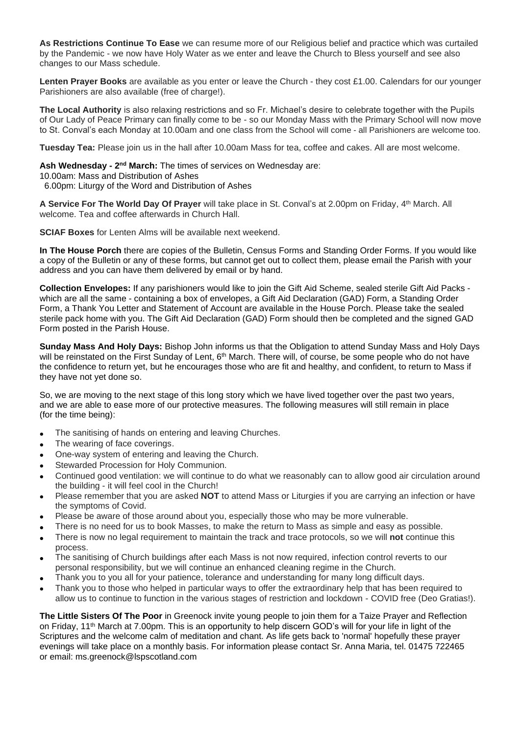**As Restrictions Continue To Ease** we can resume more of our Religious belief and practice which was curtailed by the Pandemic - we now have Holy Water as we enter and leave the Church to Bless yourself and see also changes to our Mass schedule.

**Lenten Prayer Books** are available as you enter or leave the Church - they cost £1.00. Calendars for our younger Parishioners are also available (free of charge!).

**The Local Authority** is also relaxing restrictions and so Fr. Michael's desire to celebrate together with the Pupils of Our Lady of Peace Primary can finally come to be - so our Monday Mass with the Primary School will now move to St. Conval's each Monday at 10.00am and one class from the School will come - all Parishioners are welcome too.

**Tuesday Tea:** Please join us in the hall after 10.00am Mass for tea, coffee and cakes. All are most welcome.

**Ash Wednesday - 2nd March:** The times of services on Wednesday are:
10.00am: Mass and Distribution of Ashes
6.00pm: Liturgy of the Word and Distribution of Ashes

**A Service For The World Day Of Prayer** will take place in St. Conval's at 2.00pm on Friday, 4th March. All welcome. Tea and coffee afterwards in Church Hall.

**SCIAF Boxes** for Lenten Alms will be available next weekend.

**In The House Porch** there are copies of the Bulletin, Census Forms and Standing Order Forms. If you would like a copy of the Bulletin or any of these forms, but cannot get out to collect them, please email the Parish with your address and you can have them delivered by email or by hand.

**Collection Envelopes:** If any parishioners would like to join the Gift Aid Scheme, sealed sterile Gift Aid Packs - which are all the same - containing a box of envelopes, a Gift Aid Declaration (GAD) Form, a Standing Order Form, a Thank You Letter and Statement of Account are available in the House Porch. Please take the sealed sterile pack home with you. The Gift Aid Declaration (GAD) Form should then be completed and the signed GAD Form posted in the Parish House.

**Sunday Mass And Holy Days:** Bishop John informs us that the Obligation to attend Sunday Mass and Holy Days will be reinstated on the First Sunday of Lent, 6th March. There will, of course, be some people who do not have the confidence to return yet, but he encourages those who are fit and healthy, and confident, to return to Mass if they have not yet done so.

So, we are moving to the next stage of this long story which we have lived together over the past two years, and we are able to ease more of our protective measures. The following measures will still remain in place (for the time being):

- The sanitising of hands on entering and leaving Churches.
- The wearing of face coverings.
- One-way system of entering and leaving the Church.
- Stewarded Procession for Holy Communion.
- Continued good ventilation: we will continue to do what we reasonably can to allow good air circulation around the building - it will feel cool in the Church!
- Please remember that you are asked **NOT** to attend Mass or Liturgies if you are carrying an infection or have the symptoms of Covid.
- Please be aware of those around about you, especially those who may be more vulnerable.
- There is no need for us to book Masses, to make the return to Mass as simple and easy as possible.
- There is now no legal requirement to maintain the track and trace protocols, so we will **not** continue this process.
- The sanitising of Church buildings after each Mass is not now required, infection control reverts to our personal responsibility, but we will continue an enhanced cleaning regime in the Church.
- Thank you to you all for your patience, tolerance and understanding for many long difficult days.
- Thank you to those who helped in particular ways to offer the extraordinary help that has been required to allow us to continue to function in the various stages of restriction and lockdown - COVID free (Deo Gratias!).

**The Little Sisters Of The Poor** in Greenock invite young people to join them for a Taize Prayer and Reflection on Friday, 11th March at 7.00pm. This is an opportunity to help discern GOD's will for your life in light of the Scriptures and the welcome calm of meditation and chant. As life gets back to 'normal' hopefully these prayer evenings will take place on a monthly basis. For information please contact Sr. Anna Maria, tel. 01475 722465 or email: ms.greenock@lspscotland.com